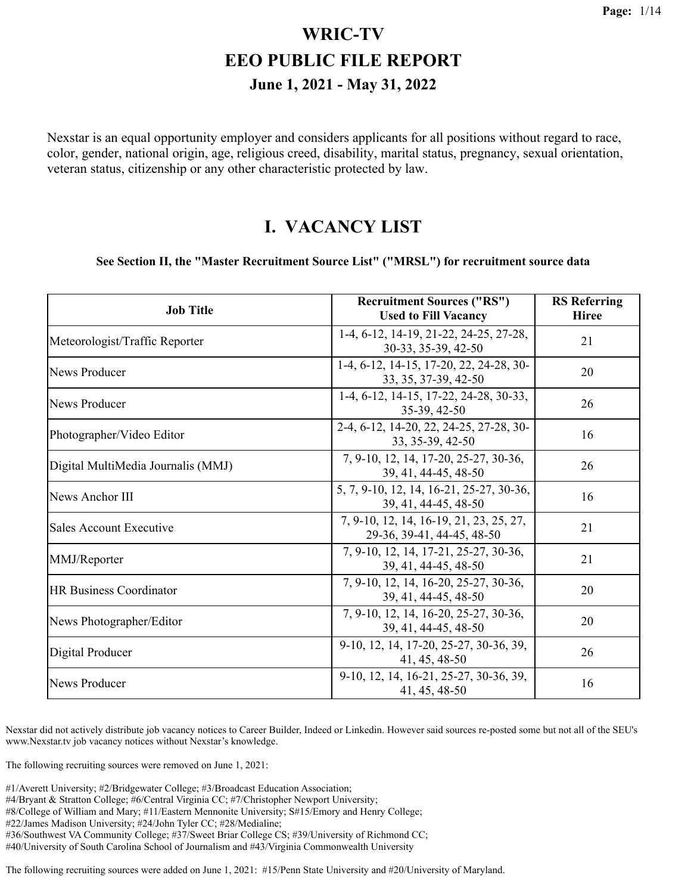# WRIC-TV

# EEO PUBLIC FILE REPORT

### June 1, 2021 - May 31, 2022

Nexstar is an equal opportunity employer and considers applicants for all positions without regard to race, color, gender, national origin, age, religious creed, disability, marital status, pregnancy, sexual orientation, veteran status, citizenship or any other characteristic protected by law.

## I. VACANCY LIST

**See Section II, the "Master Recruitment Source List" ("MRSL") for recruitment source data**

| Job Title | Recruitment Sources ("RS") Used to Fill Vacancy | RS Referring Hiree |
|---|---|---|
| Meteorologist/Traffic Reporter | 1-4, 6-12, 14-19, 21-22, 24-25, 27-28, 30-33, 35-39, 42-50 | 21 |
| News Producer | 1-4, 6-12, 14-15, 17-20, 22, 24-28, 30-33, 35, 37-39, 42-50 | 20 |
| News Producer | 1-4, 6-12, 14-15, 17-22, 24-28, 30-33, 35-39, 42-50 | 26 |
| Photographer/Video Editor | 2-4, 6-12, 14-20, 22, 24-25, 27-28, 30-33, 35-39, 42-50 | 16 |
| Digital MultiMedia Journalis (MMJ) | 7, 9-10, 12, 14, 17-20, 25-27, 30-36, 39, 41, 44-45, 48-50 | 26 |
| News Anchor III | 5, 7, 9-10, 12, 14, 16-21, 25-27, 30-36, 39, 41, 44-45, 48-50 | 16 |
| Sales Account Executive | 7, 9-10, 12, 14, 16-19, 21, 23, 25, 27, 29-36, 39-41, 44-45, 48-50 | 21 |
| MMJ/Reporter | 7, 9-10, 12, 14, 17-21, 25-27, 30-36, 39, 41, 44-45, 48-50 | 21 |
| HR Business Coordinator | 7, 9-10, 12, 14, 16-20, 25-27, 30-36, 39, 41, 44-45, 48-50 | 20 |
| News Photographer/Editor | 7, 9-10, 12, 14, 16-20, 25-27, 30-36, 39, 41, 44-45, 48-50 | 20 |
| Digital Producer | 9-10, 12, 14, 17-20, 25-27, 30-36, 39, 41, 45, 48-50 | 26 |
| News Producer | 9-10, 12, 14, 16-21, 25-27, 30-36, 39, 41, 45, 48-50 | 16 |

Nexstar did not actively distribute job vacancy notices to Career Builder, Indeed or Linkedin. However said sources re-posted some but not all of the SEU's www.Nexstar.tv job vacancy notices without Nexstar's knowledge.

The following recruiting sources were removed on June 1, 2021:

#1/Averett University; #2/Bridgewater College; #3/Broadcast Education Association;
#4/Bryant & Stratton College; #6/Central Virginia CC; #7/Christopher Newport University;
#8/College of William and Mary; #11/Eastern Mennonite University; S#15/Emory and Henry College;
#22/James Madison University; #24/John Tyler CC; #28/Medialine;
#36/Southwest VA Community College; #37/Sweet Briar College CS; #39/University of Richmond CC;
#40/University of South Carolina School of Journalism and #43/Virginia Commonwealth University

The following recruiting sources were added on June 1, 2021: #15/Penn State University and #20/University of Maryland.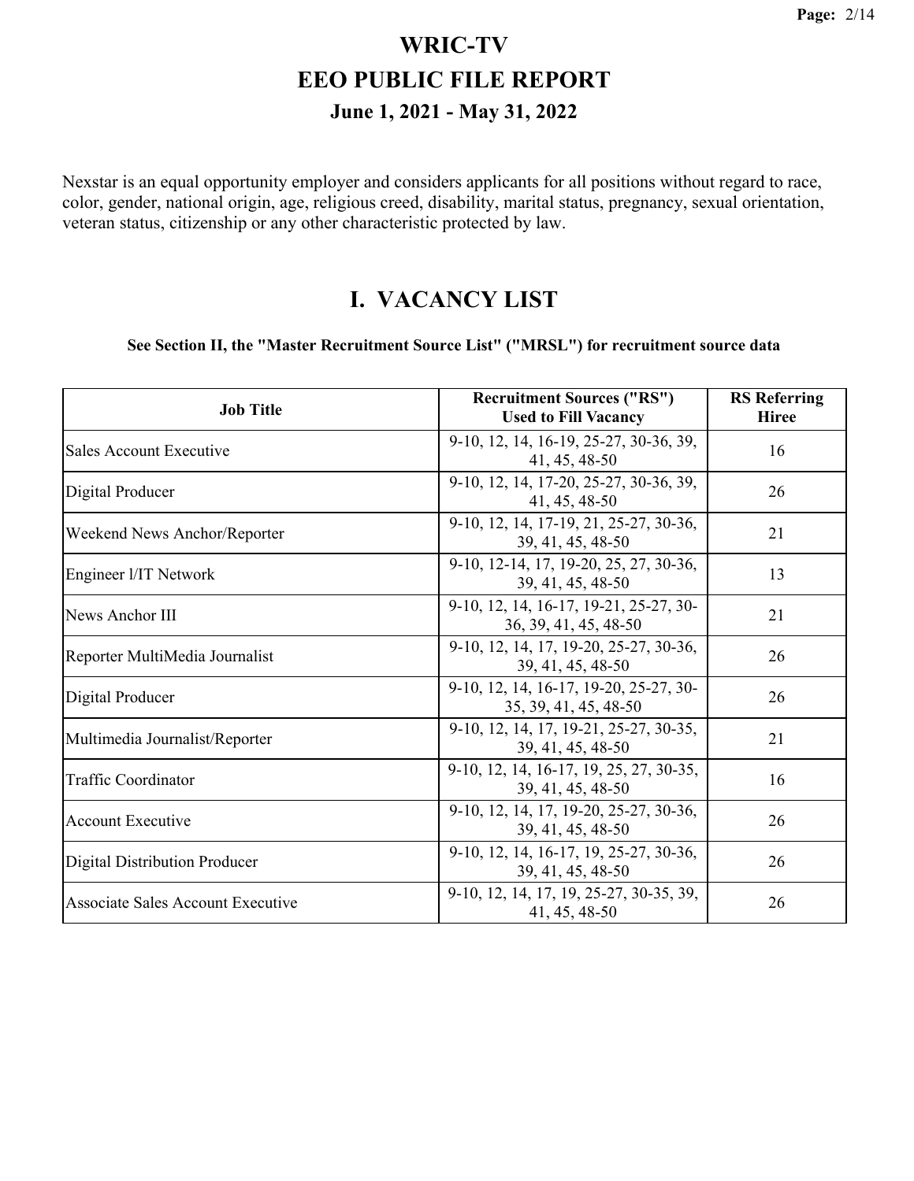# WRIC-TV
# EEO PUBLIC FILE REPORT
## June 1, 2021 - May 31, 2022

Nexstar is an equal opportunity employer and considers applicants for all positions without regard to race, color, gender, national origin, age, religious creed, disability, marital status, pregnancy, sexual orientation, veteran status, citizenship or any other characteristic protected by law.

## I. VACANCY LIST

**See Section II, the "Master Recruitment Source List" ("MRSL") for recruitment source data**

| Job Title | Recruitment Sources ("RS") Used to Fill Vacancy | RS Referring Hiree |
|---|---|---|
| Sales Account Executive | 9-10, 12, 14, 16-19, 25-27, 30-36, 39, 41, 45, 48-50 | 16 |
| Digital Producer | 9-10, 12, 14, 17-20, 25-27, 30-36, 39, 41, 45, 48-50 | 26 |
| Weekend News Anchor/Reporter | 9-10, 12, 14, 17-19, 21, 25-27, 30-36, 39, 41, 45, 48-50 | 21 |
| Engineer l/IT Network | 9-10, 12-14, 17, 19-20, 25, 27, 30-36, 39, 41, 45, 48-50 | 13 |
| News Anchor III | 9-10, 12, 14, 16-17, 19-21, 25-27, 30-36, 39, 41, 45, 48-50 | 21 |
| Reporter MultiMedia Journalist | 9-10, 12, 14, 17, 19-20, 25-27, 30-36, 39, 41, 45, 48-50 | 26 |
| Digital Producer | 9-10, 12, 14, 16-17, 19-20, 25-27, 30-35, 39, 41, 45, 48-50 | 26 |
| Multimedia Journalist/Reporter | 9-10, 12, 14, 17, 19-21, 25-27, 30-35, 39, 41, 45, 48-50 | 21 |
| Traffic Coordinator | 9-10, 12, 14, 16-17, 19, 25, 27, 30-35, 39, 41, 45, 48-50 | 16 |
| Account Executive | 9-10, 12, 14, 17, 19-20, 25-27, 30-36, 39, 41, 45, 48-50 | 26 |
| Digital Distribution Producer | 9-10, 12, 14, 16-17, 19, 25-27, 30-36, 39, 41, 45, 48-50 | 26 |
| Associate Sales Account Executive | 9-10, 12, 14, 17, 19, 25-27, 30-35, 39, 41, 45, 48-50 | 26 |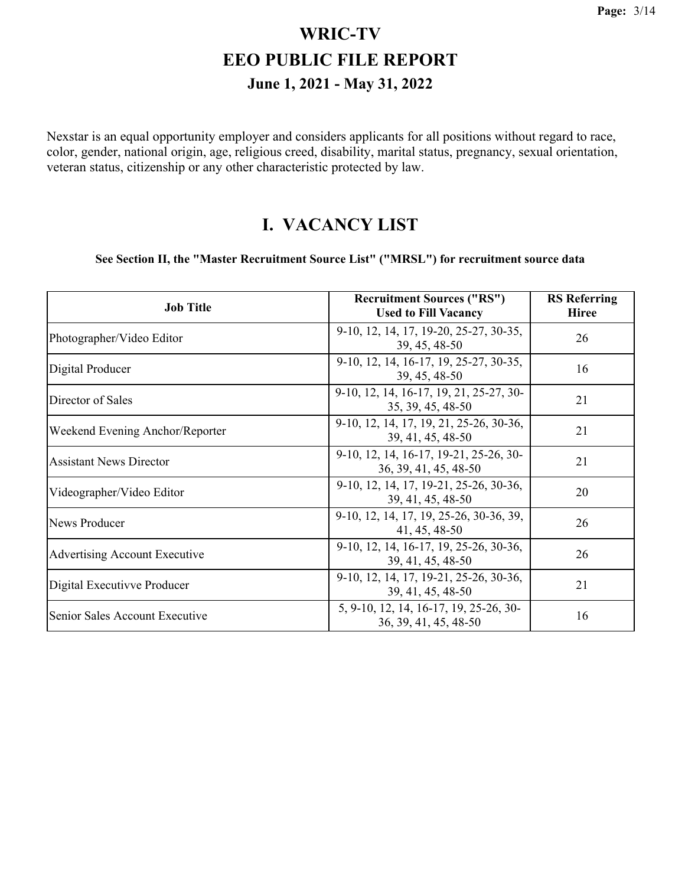# WRIC-TV

# EEO PUBLIC FILE REPORT

### June 1, 2021 - May 31, 2022

Nexstar is an equal opportunity employer and considers applicants for all positions without regard to race, color, gender, national origin, age, religious creed, disability, marital status, pregnancy, sexual orientation, veteran status, citizenship or any other characteristic protected by law.

## I. VACANCY LIST

**See Section II, the "Master Recruitment Source List" ("MRSL") for recruitment source data**

| Job Title | Recruitment Sources ("RS") Used to Fill Vacancy | RS Referring Hiree |
|---|---|---|
| Photographer/Video Editor | 9-10, 12, 14, 17, 19-20, 25-27, 30-35, 39, 45, 48-50 | 26 |
| Digital Producer | 9-10, 12, 14, 16-17, 19, 25-27, 30-35, 39, 45, 48-50 | 16 |
| Director of Sales | 9-10, 12, 14, 16-17, 19, 21, 25-27, 30-35, 39, 45, 48-50 | 21 |
| Weekend Evening Anchor/Reporter | 9-10, 12, 14, 17, 19, 21, 25-26, 30-36, 39, 41, 45, 48-50 | 21 |
| Assistant News Director | 9-10, 12, 14, 16-17, 19-21, 25-26, 30-36, 39, 41, 45, 48-50 | 21 |
| Videographer/Video Editor | 9-10, 12, 14, 17, 19-21, 25-26, 30-36, 39, 41, 45, 48-50 | 20 |
| News Producer | 9-10, 12, 14, 17, 19, 25-26, 30-36, 39, 41, 45, 48-50 | 26 |
| Advertising Account Executive | 9-10, 12, 14, 16-17, 19, 25-26, 30-36, 39, 41, 45, 48-50 | 26 |
| Digital Executivve Producer | 9-10, 12, 14, 17, 19-21, 25-26, 30-36, 39, 41, 45, 48-50 | 21 |
| Senior Sales Account Executive | 5, 9-10, 12, 14, 16-17, 19, 25-26, 30-36, 39, 41, 45, 48-50 | 16 |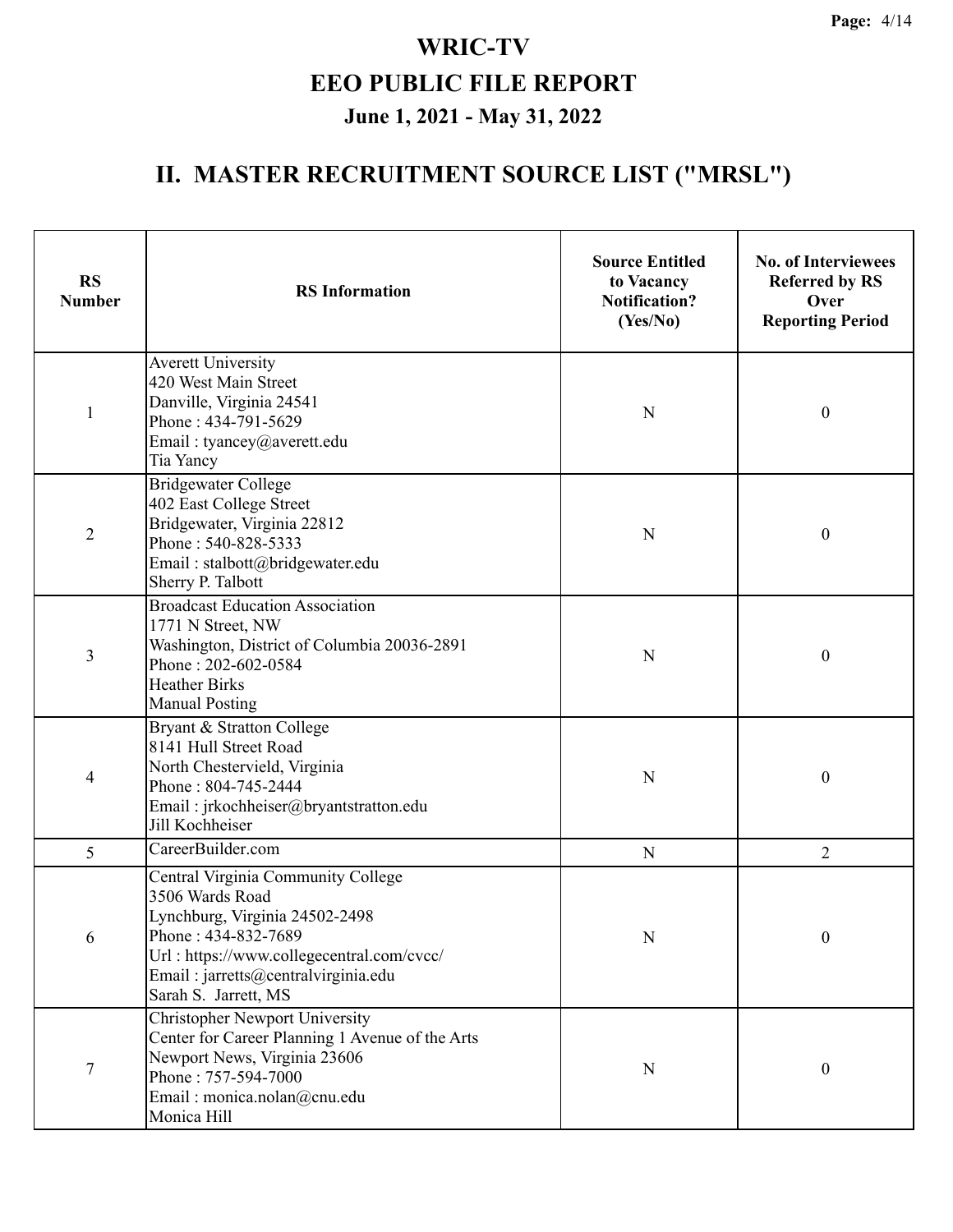# WRIC-TV

## EEO PUBLIC FILE REPORT

### June 1, 2021 - May 31, 2022

## II. MASTER RECRUITMENT SOURCE LIST ("MRSL")

| RS Number | RS Information | Source Entitled to Vacancy Notification? (Yes/No) | No. of Interviewees Referred by RS Over Reporting Period |
|---|---|---|---|
| 1 | Averett University<br>420 West Main Street<br>Danville, Virginia 24541<br>Phone : 434-791-5629<br>Email : tyancey@averett.edu<br>Tia Yancy | N | 0 |
| 2 | Bridgewater College<br>402 East College Street<br>Bridgewater, Virginia 22812<br>Phone : 540-828-5333<br>Email : stalbott@bridgewater.edu<br>Sherry P. Talbott | N | 0 |
| 3 | Broadcast Education Association<br>1771 N Street, NW<br>Washington, District of Columbia 20036-2891<br>Phone : 202-602-0584<br>Heather Birks<br>Manual Posting | N | 0 |
| 4 | Bryant & Stratton College<br>8141 Hull Street Road<br>North Chestervield, Virginia<br>Phone : 804-745-2444<br>Email : jrkochheiser@bryantstratton.edu<br>Jill Kochheiser | N | 0 |
| 5 | CareerBuilder.com | N | 2 |
| 6 | Central Virginia Community College<br>3506 Wards Road<br>Lynchburg, Virginia 24502-2498<br>Phone : 434-832-7689<br>Url : https://www.collegecentral.com/cvcc/<br>Email : jarretts@centralvirginia.edu<br>Sarah S. Jarrett, MS | N | 0 |
| 7 | Christopher Newport University<br>Center for Career Planning 1 Avenue of the Arts<br>Newport News, Virginia 23606<br>Phone : 757-594-7000<br>Email : monica.nolan@cnu.edu<br>Monica Hill | N | 0 |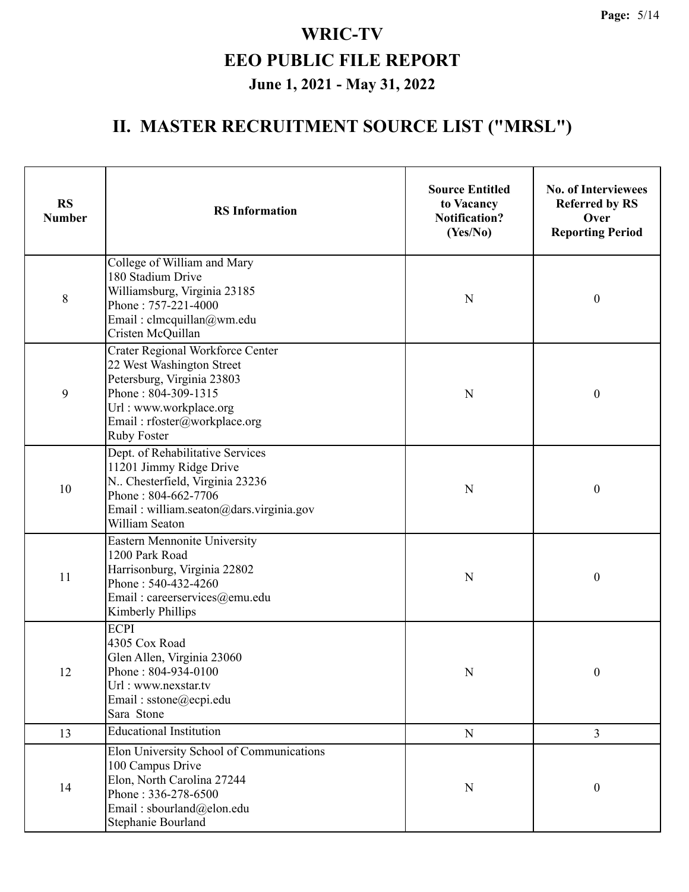# WRIC-TV

## EEO PUBLIC FILE REPORT

### June 1, 2021 - May 31, 2022

## II. MASTER RECRUITMENT SOURCE LIST ("MRSL")

| RS Number | RS Information | Source Entitled to Vacancy Notification? (Yes/No) | No. of Interviewees Referred by RS Over Reporting Period |
|---|---|---|---|
| 8 | College of William and Mary<br>180 Stadium Drive<br>Williamsburg, Virginia 23185<br>Phone : 757-221-4000<br>Email : clmcquillan@wm.edu<br>Cristen McQuillan | N | 0 |
| 9 | Crater Regional Workforce Center<br>22 West Washington Street<br>Petersburg, Virginia 23803<br>Phone : 804-309-1315<br>Url : www.workplace.org<br>Email : rfoster@workplace.org<br>Ruby Foster | N | 0 |
| 10 | Dept. of Rehabilitative Services<br>11201 Jimmy Ridge Drive<br>N.. Chesterfield, Virginia 23236<br>Phone : 804-662-7706<br>Email : william.seaton@dars.virginia.gov<br>William Seaton | N | 0 |
| 11 | Eastern Mennonite University<br>1200 Park Road<br>Harrisonburg, Virginia 22802<br>Phone : 540-432-4260<br>Email : careerservices@emu.edu<br>Kimberly Phillips | N | 0 |
| 12 | ECPI<br>4305 Cox Road<br>Glen Allen, Virginia 23060<br>Phone : 804-934-0100<br>Url : www.nexstar.tv<br>Email : sstone@ecpi.edu<br>Sara Stone | N | 0 |
| 13 | Educational Institution | N | 3 |
| 14 | Elon University School of Communications<br>100 Campus Drive<br>Elon, North Carolina 27244<br>Phone : 336-278-6500<br>Email : sbourland@elon.edu<br>Stephanie Bourland | N | 0 |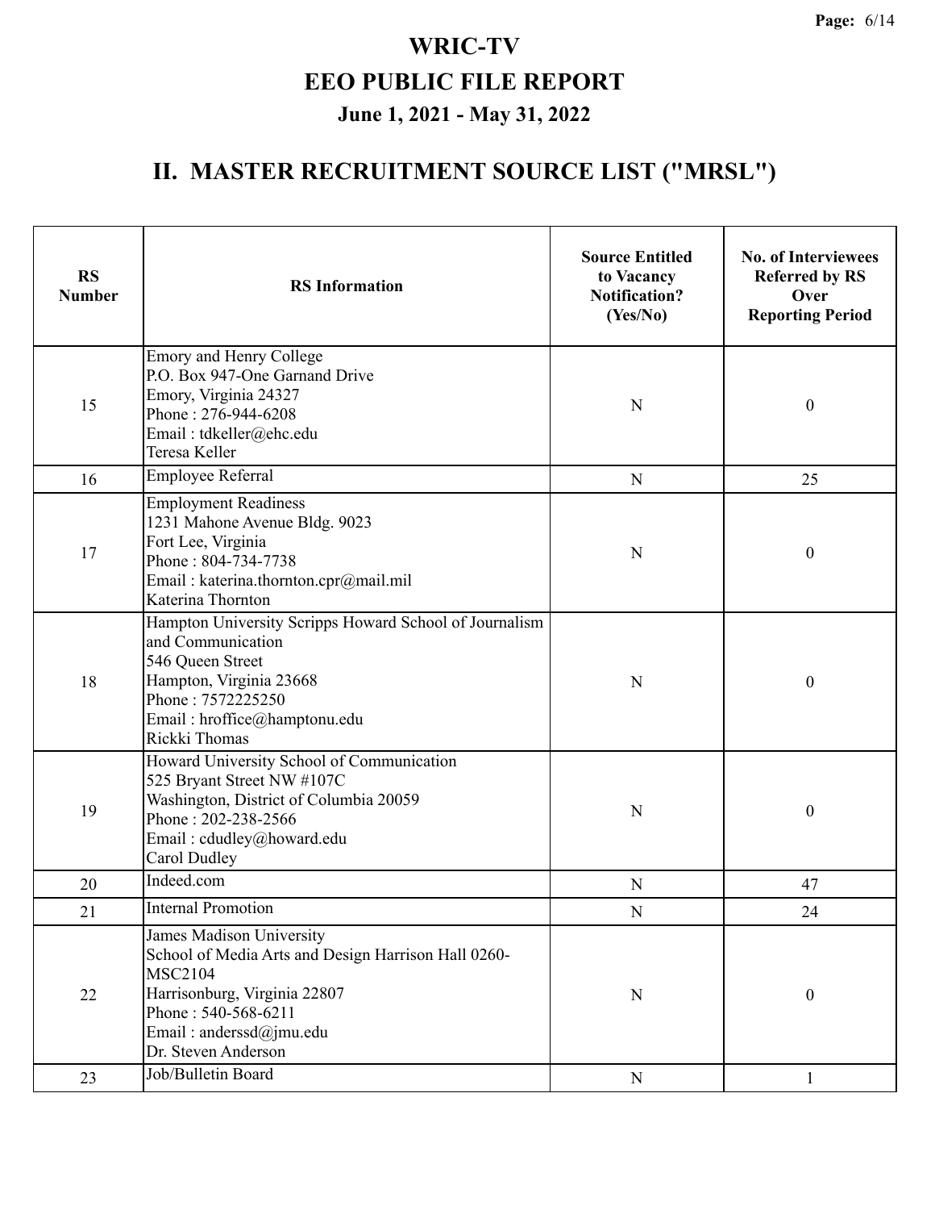# WRIC-TV

# EEO PUBLIC FILE REPORT

## June 1, 2021 - May 31, 2022

## II. MASTER RECRUITMENT SOURCE LIST ("MRSL")

| RS Number | RS Information | Source Entitled to Vacancy Notification? (Yes/No) | No. of Interviewees Referred by RS Over Reporting Period |
|---|---|---|---|
| 15 | Emory and Henry College<br>P.O. Box 947-One Garnand Drive<br>Emory, Virginia 24327<br>Phone : 276-944-6208<br>Email : tdkeller@ehc.edu<br>Teresa Keller | N | 0 |
| 16 | Employee Referral | N | 25 |
| 17 | Employment Readiness<br>1231 Mahone Avenue Bldg. 9023<br>Fort Lee, Virginia<br>Phone : 804-734-7738<br>Email : katerina.thornton.cpr@mail.mil<br>Katerina Thornton | N | 0 |
| 18 | Hampton University Scripps Howard School of Journalism and Communication<br>546 Queen Street<br>Hampton, Virginia 23668<br>Phone : 7572225250<br>Email : hroffice@hamptonu.edu<br>Rickki Thomas | N | 0 |
| 19 | Howard University School of Communication<br>525 Bryant Street NW #107C<br>Washington, District of Columbia 20059<br>Phone : 202-238-2566<br>Email : cdudley@howard.edu<br>Carol Dudley | N | 0 |
| 20 | Indeed.com | N | 47 |
| 21 | Internal Promotion | N | 24 |
| 22 | James Madison University<br>School of Media Arts and Design Harrison Hall 0260-MSC2104<br>Harrisonburg, Virginia 22807<br>Phone : 540-568-6211<br>Email : anderssd@jmu.edu<br>Dr. Steven Anderson | N | 0 |
| 23 | Job/Bulletin Board | N | 1 |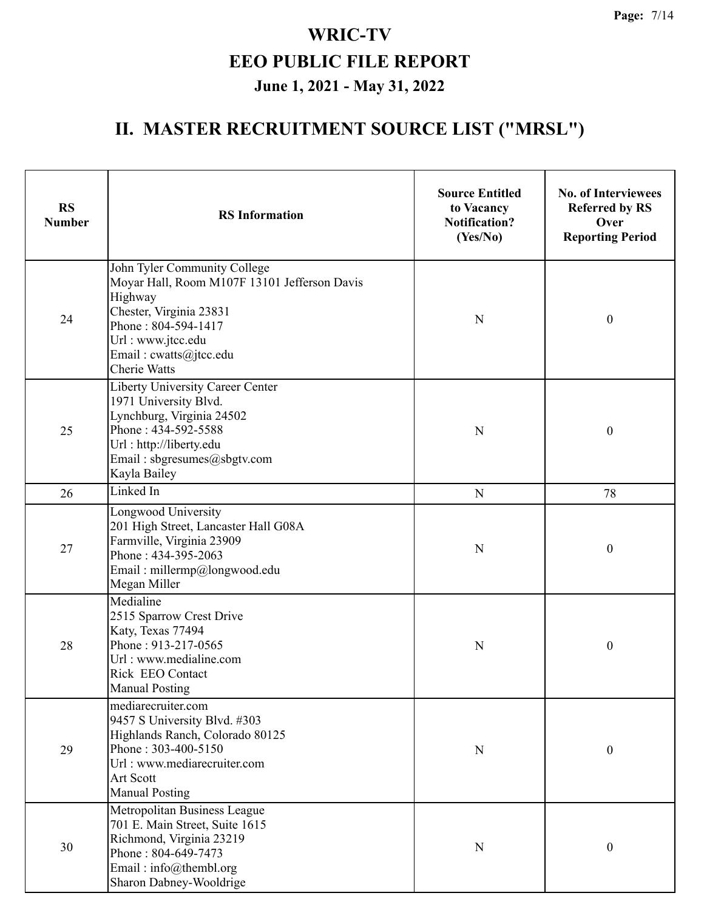# WRIC-TV

## EEO PUBLIC FILE REPORT

### June 1, 2021 - May 31, 2022

## II. MASTER RECRUITMENT SOURCE LIST ("MRSL")

| RS Number | RS Information | Source Entitled to Vacancy Notification? (Yes/No) | No. of Interviewees Referred by RS Over Reporting Period |
|---|---|---|---|
| 24 | John Tyler Community College<br>Moyar Hall, Room M107F 13101 Jefferson Davis Highway<br>Chester, Virginia 23831<br>Phone : 804-594-1417<br>Url : www.jtcc.edu<br>Email : cwatts@jtcc.edu<br>Cherie Watts | N | 0 |
| 25 | Liberty University Career Center<br>1971 University Blvd.<br>Lynchburg, Virginia 24502<br>Phone : 434-592-5588<br>Url : http://liberty.edu<br>Email : sbgresumes@sbgtv.com<br>Kayla Bailey | N | 0 |
| 26 | Linked In | N | 78 |
| 27 | Longwood University<br>201 High Street, Lancaster Hall G08A<br>Farmville, Virginia 23909<br>Phone : 434-395-2063<br>Email : millermp@longwood.edu<br>Megan Miller | N | 0 |
| 28 | Medialine<br>2515 Sparrow Crest Drive<br>Katy, Texas 77494<br>Phone : 913-217-0565<br>Url : www.medialine.com<br>Rick EEO Contact<br>Manual Posting | N | 0 |
| 29 | mediarecruiter.com<br>9457 S University Blvd. #303<br>Highlands Ranch, Colorado 80125<br>Phone : 303-400-5150<br>Url : www.mediarecruiter.com<br>Art Scott<br>Manual Posting | N | 0 |
| 30 | Metropolitan Business League<br>701 E. Main Street, Suite 1615<br>Richmond, Virginia 23219<br>Phone : 804-649-7473<br>Email : info@thembl.org<br>Sharon Dabney-Wooldrige | N | 0 |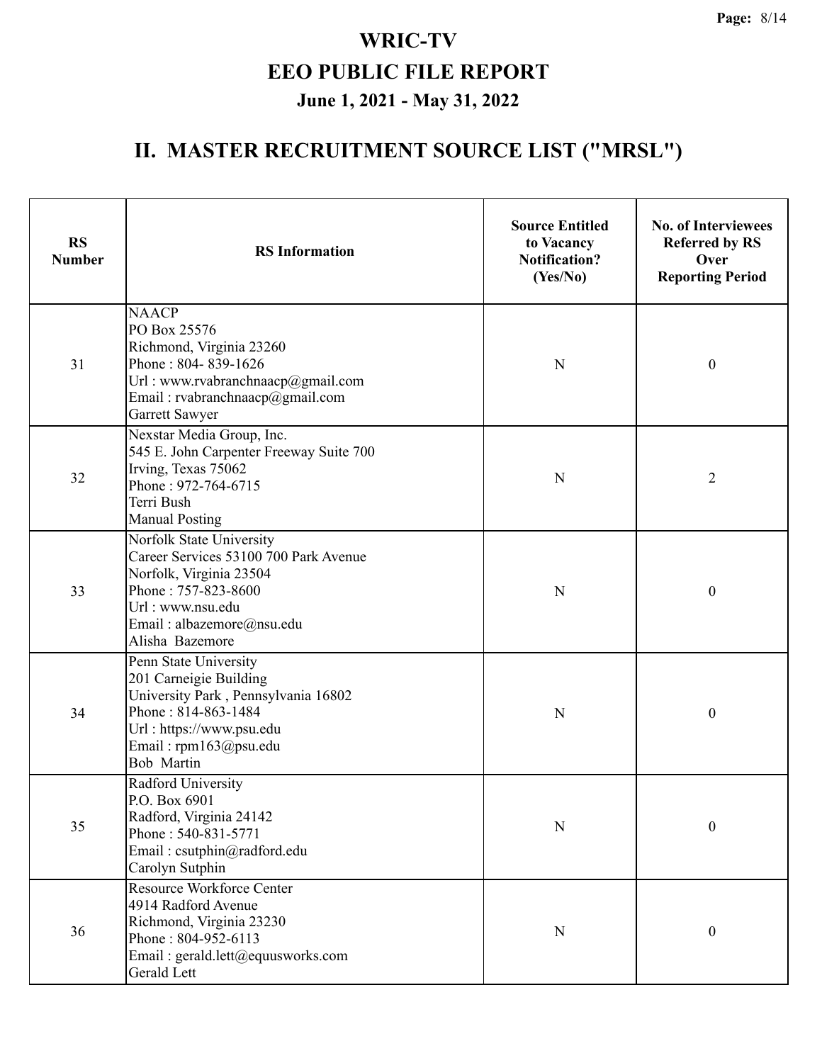# WRIC-TV

# EEO PUBLIC FILE REPORT

## June 1, 2021 - May 31, 2022

## II. MASTER RECRUITMENT SOURCE LIST ("MRSL")

| RS Number | RS Information | Source Entitled to Vacancy Notification? (Yes/No) | No. of Interviewees Referred by RS Over Reporting Period |
|---|---|---|---|
| 31 | NAACP<br>PO Box 25576<br>Richmond, Virginia 23260<br>Phone : 804- 839-1626<br>Url : www.rvabranchnaacp@gmail.com<br>Email : rvabranchnaacp@gmail.com<br>Garrett Sawyer | N | 0 |
| 32 | Nexstar Media Group, Inc.<br>545 E. John Carpenter Freeway Suite 700<br>Irving, Texas 75062<br>Phone : 972-764-6715<br>Terri Bush<br>Manual Posting | N | 2 |
| 33 | Norfolk State University<br>Career Services 53100 700 Park Avenue<br>Norfolk, Virginia 23504<br>Phone : 757-823-8600<br>Url : www.nsu.edu<br>Email : albazemore@nsu.edu<br>Alisha Bazemore | N | 0 |
| 34 | Penn State University<br>201 Carneigie Building<br>University Park , Pennsylvania 16802<br>Phone : 814-863-1484<br>Url : https://www.psu.edu<br>Email : rpm163@psu.edu<br>Bob Martin | N | 0 |
| 35 | Radford University<br>P.O. Box 6901<br>Radford, Virginia 24142<br>Phone : 540-831-5771<br>Email : csutphin@radford.edu<br>Carolyn Sutphin | N | 0 |
| 36 | Resource Workforce Center<br>4914 Radford Avenue<br>Richmond, Virginia 23230<br>Phone : 804-952-6113<br>Email : gerald.lett@equusworks.com<br>Gerald Lett | N | 0 |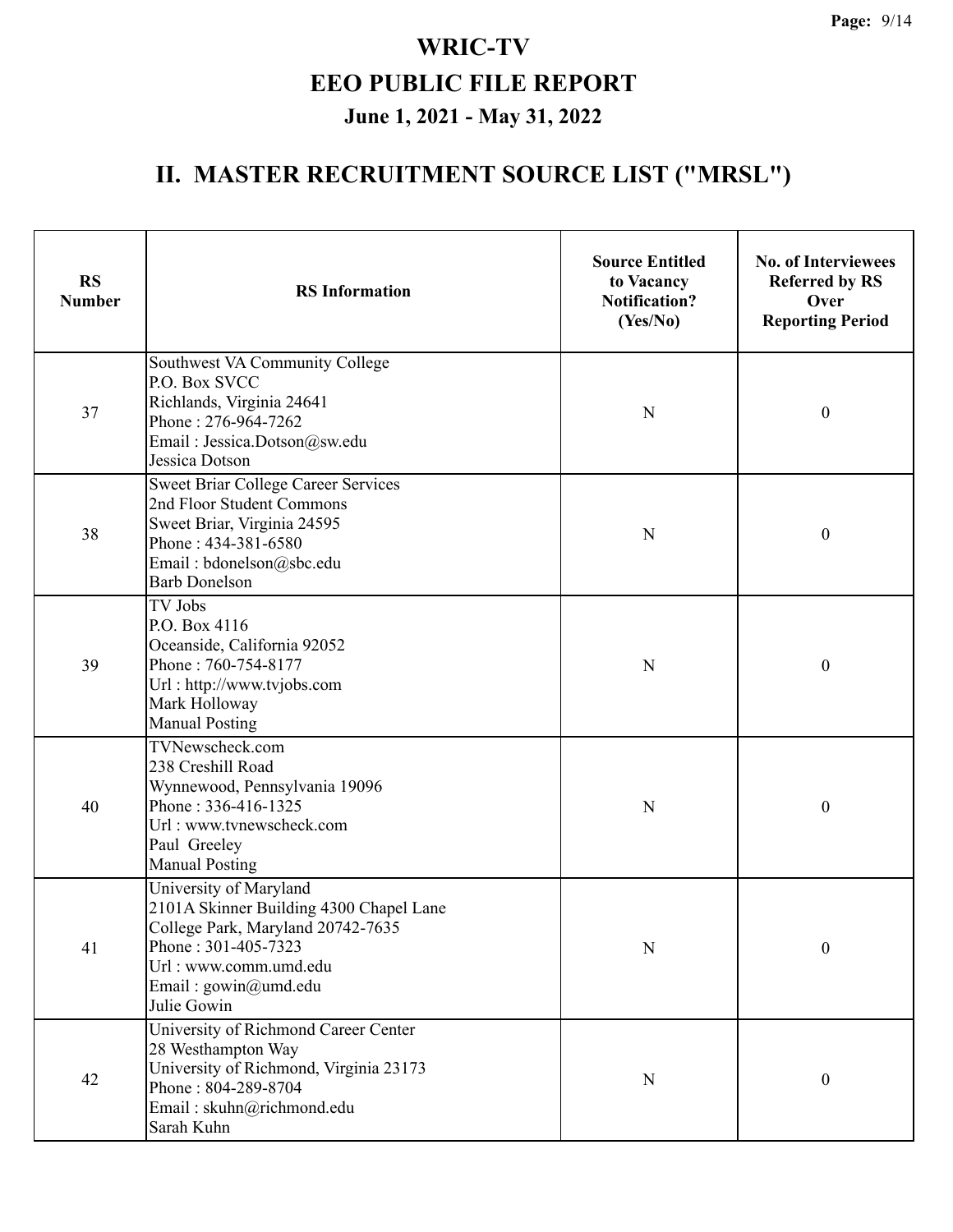# WRIC-TV

# EEO PUBLIC FILE REPORT

## June 1, 2021 - May 31, 2022

## II. MASTER RECRUITMENT SOURCE LIST ("MRSL")

| RS Number | RS Information | Source Entitled to Vacancy Notification? (Yes/No) | No. of Interviewees Referred by RS Over Reporting Period |
|---|---|---|---|
| 37 | Southwest VA Community College<br>P.O. Box SVCC<br>Richlands, Virginia 24641<br>Phone : 276-964-7262<br>Email : Jessica.Dotson@sw.edu<br>Jessica Dotson | N | 0 |
| 38 | Sweet Briar College Career Services<br>2nd Floor Student Commons<br>Sweet Briar, Virginia 24595<br>Phone : 434-381-6580<br>Email : bdonelson@sbc.edu<br>Barb Donelson | N | 0 |
| 39 | TV Jobs<br>P.O. Box 4116<br>Oceanside, California 92052<br>Phone : 760-754-8177<br>Url : http://www.tvjobs.com<br>Mark Holloway<br>Manual Posting | N | 0 |
| 40 | TVNewscheck.com<br>238 Creshill Road<br>Wynnewood, Pennsylvania 19096<br>Phone : 336-416-1325<br>Url : www.tvnewscheck.com<br>Paul Greeley<br>Manual Posting | N | 0 |
| 41 | University of Maryland<br>2101A Skinner Building 4300 Chapel Lane<br>College Park, Maryland 20742-7635<br>Phone : 301-405-7323<br>Url : www.comm.umd.edu<br>Email : gowin@umd.edu<br>Julie Gowin | N | 0 |
| 42 | University of Richmond Career Center<br>28 Westhampton Way<br>University of Richmond, Virginia 23173<br>Phone : 804-289-8704<br>Email : skuhn@richmond.edu<br>Sarah Kuhn | N | 0 |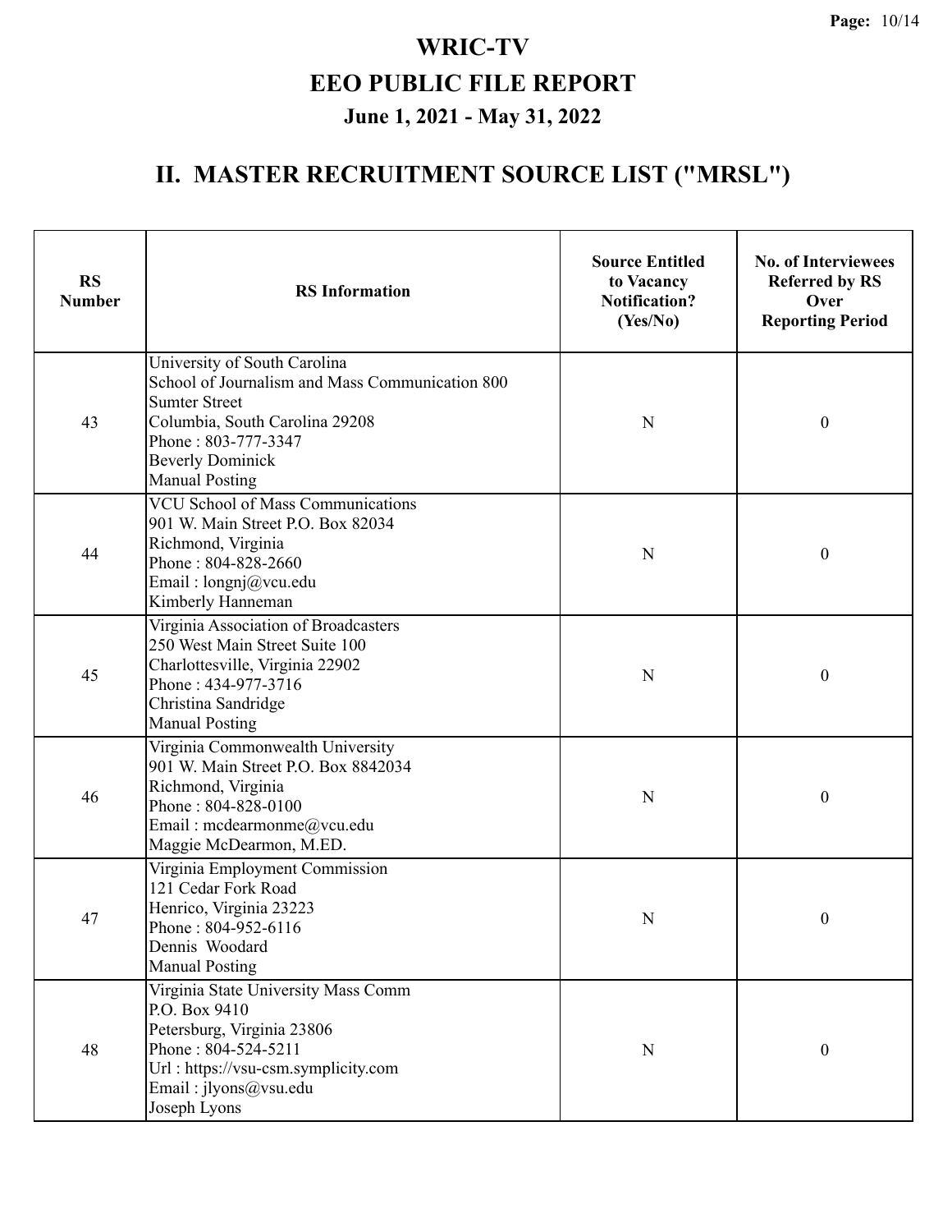# WRIC-TV

## EEO PUBLIC FILE REPORT

### June 1, 2021 - May 31, 2022

## II. MASTER RECRUITMENT SOURCE LIST ("MRSL")

| RS Number | RS Information | Source Entitled to Vacancy Notification? (Yes/No) | No. of Interviewees Referred by RS Over Reporting Period |
|---|---|---|---|
| 43 | University of South Carolina<br>School of Journalism and Mass Communication 800 Sumter Street<br>Columbia, South Carolina 29208<br>Phone : 803-777-3347<br>Beverly Dominick<br>Manual Posting | N | 0 |
| 44 | VCU School of Mass Communications<br>901 W. Main Street P.O. Box 82034<br>Richmond, Virginia<br>Phone : 804-828-2660<br>Email : longnj@vcu.edu<br>Kimberly Hanneman | N | 0 |
| 45 | Virginia Association of Broadcasters<br>250 West Main Street Suite 100<br>Charlottesville, Virginia 22902<br>Phone : 434-977-3716<br>Christina Sandridge<br>Manual Posting | N | 0 |
| 46 | Virginia Commonwealth University<br>901 W. Main Street P.O. Box 8842034<br>Richmond, Virginia<br>Phone : 804-828-0100<br>Email : mcdearmonme@vcu.edu<br>Maggie McDearmon, M.ED. | N | 0 |
| 47 | Virginia Employment Commission<br>121 Cedar Fork Road<br>Henrico, Virginia 23223<br>Phone : 804-952-6116<br>Dennis Woodard<br>Manual Posting | N | 0 |
| 48 | Virginia State University Mass Comm<br>P.O. Box 9410<br>Petersburg, Virginia 23806<br>Phone : 804-524-5211<br>Url : https://vsu-csm.symplicity.com<br>Email : jlyons@vsu.edu<br>Joseph Lyons | N | 0 |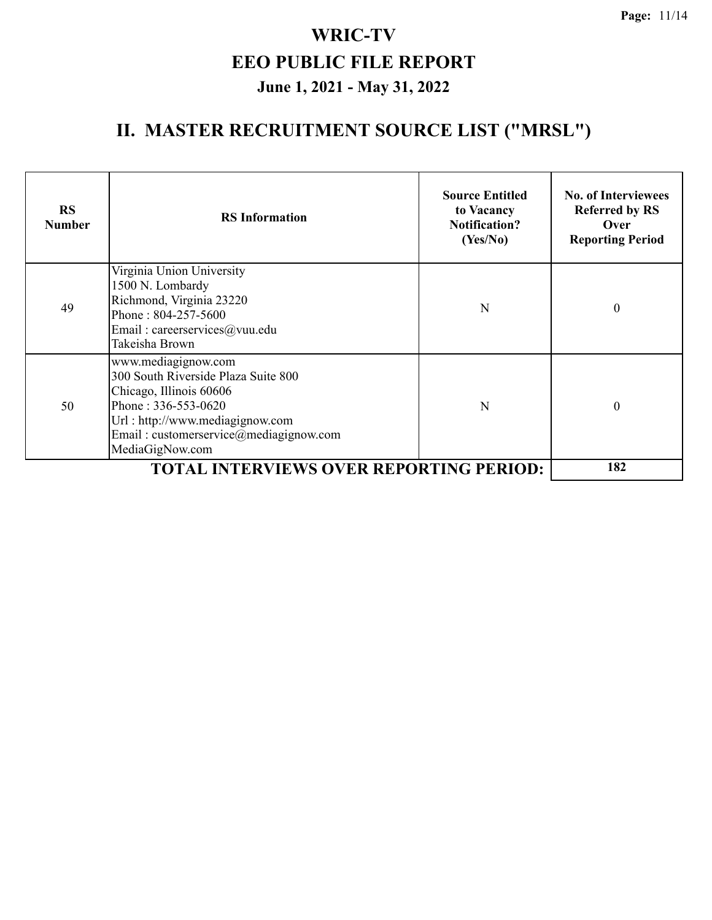# WRIC-TV

## EEO PUBLIC FILE REPORT

### June 1, 2021 - May 31, 2022

## II. MASTER RECRUITMENT SOURCE LIST ("MRSL")

| RS Number | RS Information | Source Entitled to Vacancy Notification? (Yes/No) | No. of Interviewees Referred by RS Over Reporting Period |
|---|---|---|---|
| 49 | Virginia Union University<br>1500 N. Lombardy<br>Richmond, Virginia 23220<br>Phone : 804-257-5600<br>Email : careerservices@vuu.edu<br>Takeisha Brown | N | 0 |
| 50 | www.mediagignow.com<br>300 South Riverside Plaza Suite 800<br>Chicago, Illinois 60606<br>Phone : 336-553-0620<br>Url : http://www.mediagignow.com<br>Email : customerservice@mediagignow.com<br>MediaGigNow.com | N | 0 |
| | **TOTAL INTERVIEWS OVER REPORTING PERIOD:** | | **182** |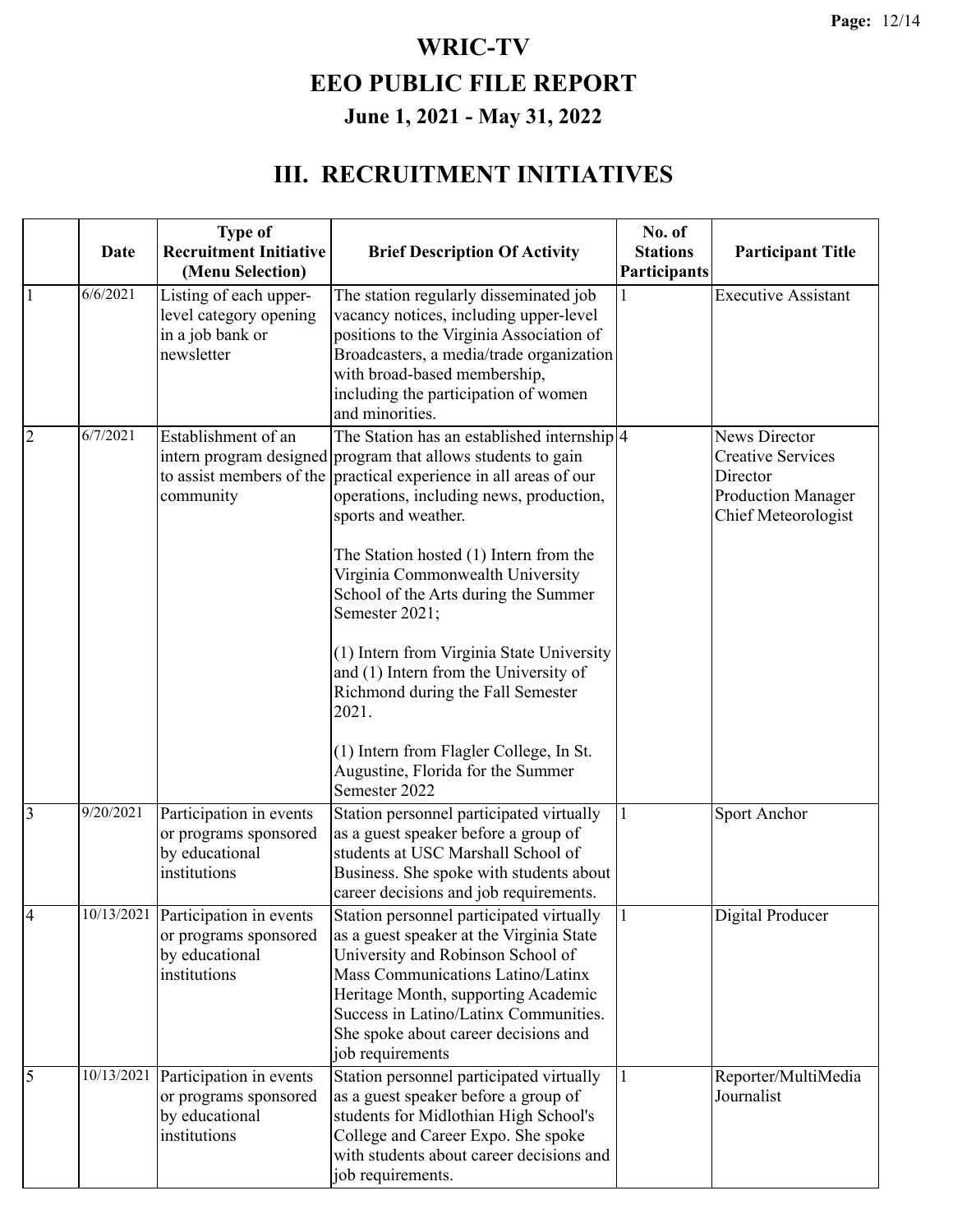# WRIC-TV

# EEO PUBLIC FILE REPORT

## June 1, 2021 - May 31, 2022

## III. RECRUITMENT INITIATIVES

| | Date | Type of Recruitment Initiative (Menu Selection) | Brief Description Of Activity | No. of Stations Participants | Participant Title |
|---|---|---|---|---|---|
| 1 | 6/6/2021 | Listing of each upper-level category opening in a job bank or newsletter | The station regularly disseminated job vacancy notices, including upper-level positions to the Virginia Association of Broadcasters, a media/trade organization with broad-based membership, including the participation of women and minorities. | 1 | Executive Assistant |
| 2 | 6/7/2021 | Establishment of an intern program designed to assist members of the community | The Station has an established internship program that allows students to gain practical experience in all areas of our operations, including news, production, sports and weather.<br><br>The Station hosted (1) Intern from the Virginia Commonwealth University School of the Arts during the Summer Semester 2021;<br><br>(1) Intern from Virginia State University and (1) Intern from the University of Richmond during the Fall Semester 2021.<br><br>(1) Intern from Flagler College, In St. Augustine, Florida for the Summer Semester 2022 | 4 | News Director<br>Creative Services Director<br>Production Manager<br>Chief Meteorologist |
| 3 | 9/20/2021 | Participation in events or programs sponsored by educational institutions | Station personnel participated virtually as a guest speaker before a group of students at USC Marshall School of Business. She spoke with students about career decisions and job requirements. | 1 | Sport Anchor |
| 4 | 10/13/2021 | Participation in events or programs sponsored by educational institutions | Station personnel participated virtually as a guest speaker at the Virginia State University and Robinson School of Mass Communications Latino/Latinx Heritage Month, supporting Academic Success in Latino/Latinx Communities. She spoke about career decisions and job requirements | 1 | Digital Producer |
| 5 | 10/13/2021 | Participation in events or programs sponsored by educational institutions | Station personnel participated virtually as a guest speaker before a group of students for Midlothian High School's College and Career Expo. She spoke with students about career decisions and job requirements. | 1 | Reporter/MultiMedia Journalist |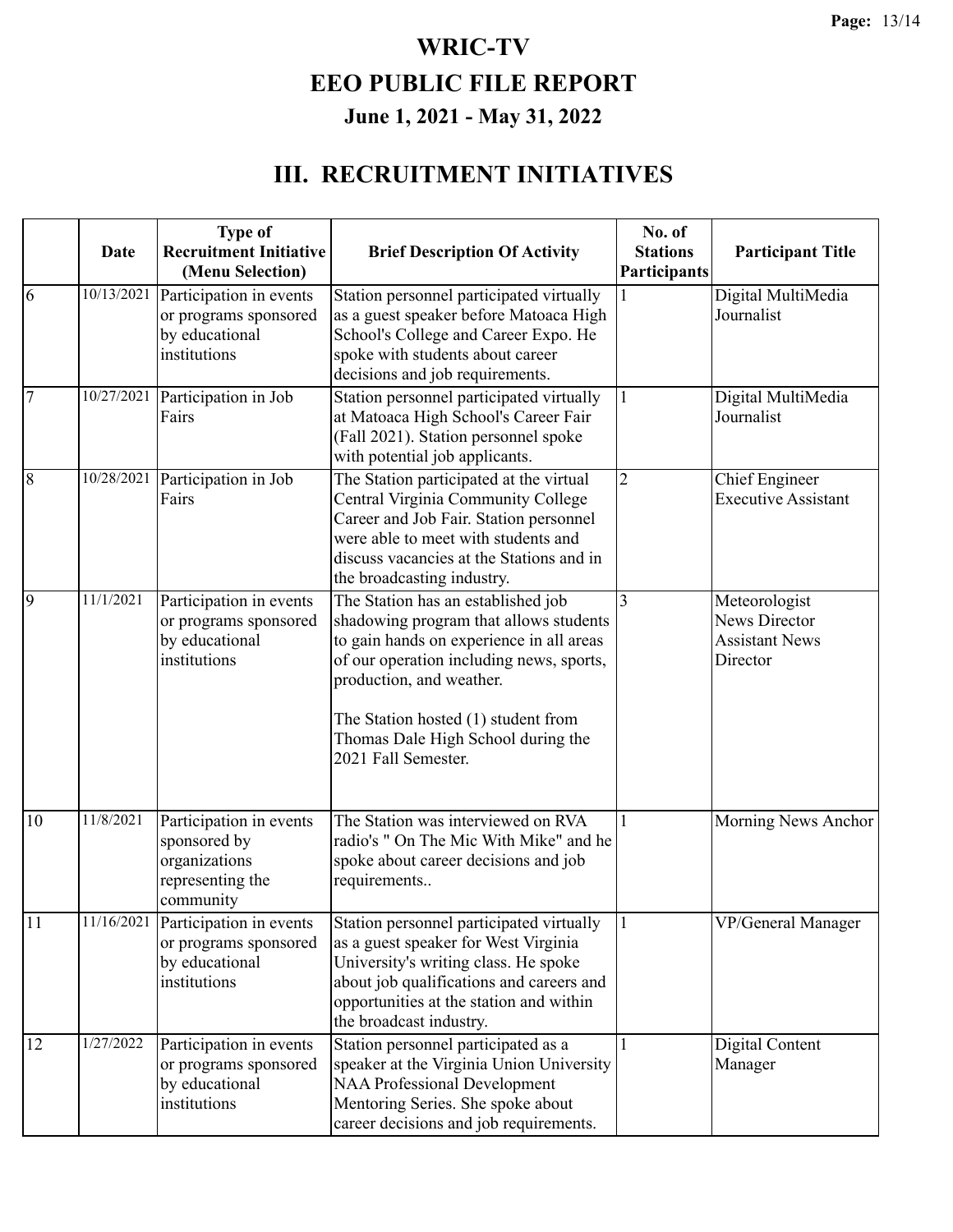# WRIC-TV

# EEO PUBLIC FILE REPORT

### June 1, 2021 - May 31, 2022

## III. RECRUITMENT INITIATIVES

| | Date | Type of Recruitment Initiative (Menu Selection) | Brief Description Of Activity | No. of Stations Participants | Participant Title |
|---|---|---|---|---|---|
| 6 | 10/13/2021 | Participation in events or programs sponsored by educational institutions | Station personnel participated virtually as a guest speaker before Matoaca High School's College and Career Expo. He spoke with students about career decisions and job requirements. | 1 | Digital MultiMedia Journalist |
| 7 | 10/27/2021 | Participation in Job Fairs | Station personnel participated virtually at Matoaca High School's Career Fair (Fall 2021). Station personnel spoke with potential job applicants. | 1 | Digital MultiMedia Journalist |
| 8 | 10/28/2021 | Participation in Job Fairs | The Station participated at the virtual Central Virginia Community College Career and Job Fair. Station personnel were able to meet with students and discuss vacancies at the Stations and in the broadcasting industry. | 2 | Chief Engineer<br>Executive Assistant |
| 9 | 11/1/2021 | Participation in events or programs sponsored by educational institutions | The Station has an established job shadowing program that allows students to gain hands on experience in all areas of our operation including news, sports, production, and weather.<br><br>The Station hosted (1) student from Thomas Dale High School during the 2021 Fall Semester. | 3 | Meteorologist<br>News Director<br>Assistant News Director |
| 10 | 11/8/2021 | Participation in events sponsored by organizations representing the community | The Station was interviewed on RVA radio's " On The Mic With Mike" and he spoke about career decisions and job requirements.. | 1 | Morning News Anchor |
| 11 | 11/16/2021 | Participation in events or programs sponsored by educational institutions | Station personnel participated virtually as a guest speaker for West Virginia University's writing class. He spoke about job qualifications and careers and opportunities at the station and within the broadcast industry. | 1 | VP/General Manager |
| 12 | 1/27/2022 | Participation in events or programs sponsored by educational institutions | Station personnel participated as a speaker at the Virginia Union University NAA Professional Development Mentoring Series. She spoke about career decisions and job requirements. | 1 | Digital Content Manager |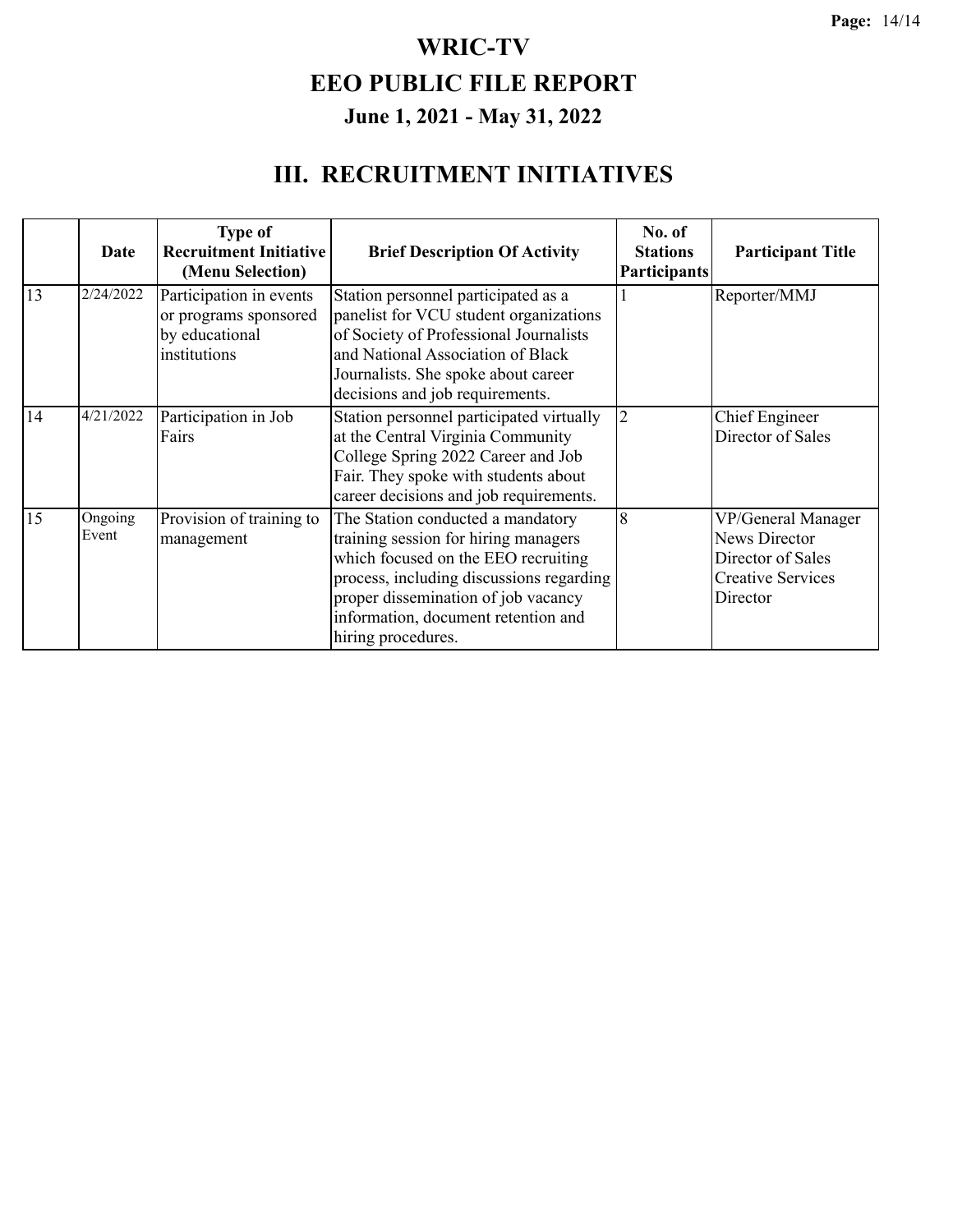# WRIC-TV

## EEO PUBLIC FILE REPORT

### June 1, 2021 - May 31, 2022

## III. RECRUITMENT INITIATIVES

| | Date | Type of Recruitment Initiative (Menu Selection) | Brief Description Of Activity | No. of Stations Participants | Participant Title |
|---|---|---|---|---|---|
| 13 | 2/24/2022 | Participation in events or programs sponsored by educational institutions | Station personnel participated as a panelist for VCU student organizations of Society of Professional Journalists and National Association of Black Journalists. She spoke about career decisions and job requirements. | 1 | Reporter/MMJ |
| 14 | 4/21/2022 | Participation in Job Fairs | Station personnel participated virtually at the Central Virginia Community College Spring 2022 Career and Job Fair. They spoke with students about career decisions and job requirements. | 2 | Chief Engineer<br>Director of Sales |
| 15 | Ongoing Event | Provision of training to management | The Station conducted a mandatory training session for hiring managers which focused on the EEO recruiting process, including discussions regarding proper dissemination of job vacancy information, document retention and hiring procedures. | 8 | VP/General Manager<br>News Director<br>Director of Sales<br>Creative Services Director |